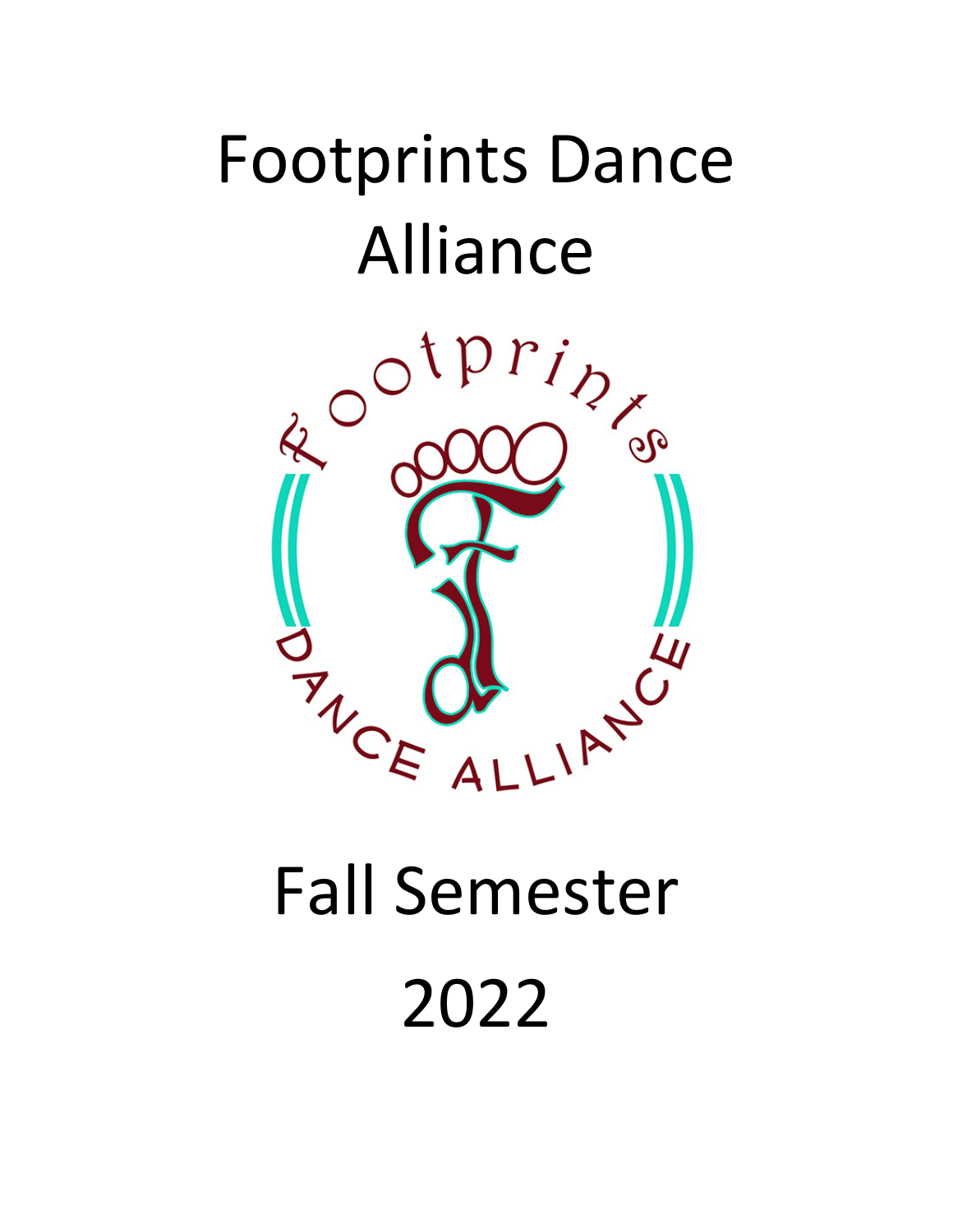# Footprints Dance Alliance

# Fall Semester 2022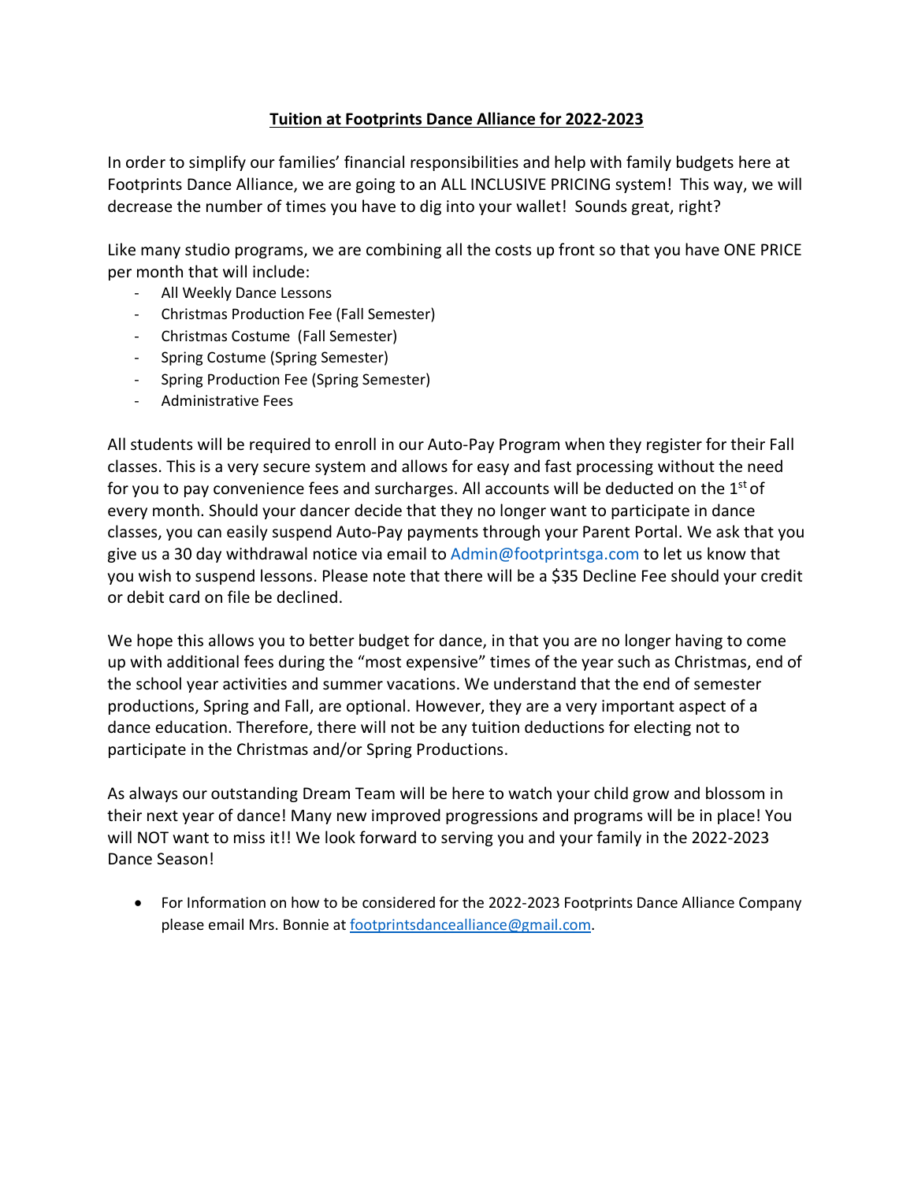# Tuition at Footprints Dance Alliance for 2022-2023

In order to simplify our families' financial responsibilities and help with family budgets here at Footprints Dance Alliance, we are going to an ALL INCLUSIVE PRICING system! This way, we will decrease the number of times you have to dig into your wallet! Sounds great, right?

Like many studio programs, we are combining all the costs up front so that you have ONE PRICE per month that will include:

- All Weekly Dance Lessons
- Christmas Production Fee (Fall Semester)
- Christmas Costume (Fall Semester)
- Spring Costume (Spring Semester)
- Spring Production Fee (Spring Semester)
- Administrative Fees

All students will be required to enroll in our Auto-Pay Program when they register for their Fall classes. This is a very secure system and allows for easy and fast processing without the need for you to pay convenience fees and surcharges. All accounts will be deducted on the 1st of every month. Should your dancer decide that they no longer want to participate in dance classes, you can easily suspend Auto-Pay payments through your Parent Portal. We ask that you give us a 30 day withdrawal notice via email to Admin@footprintsga.com to let us know that you wish to suspend lessons. Please note that there will be a $35 Decline Fee should your credit or debit card on file be declined.

We hope this allows you to better budget for dance, in that you are no longer having to come up with additional fees during the "most expensive" times of the year such as Christmas, end of the school year activities and summer vacations. We understand that the end of semester productions, Spring and Fall, are optional. However, they are a very important aspect of a dance education. Therefore, there will not be any tuition deductions for electing not to participate in the Christmas and/or Spring Productions.

As always our outstanding Dream Team will be here to watch your child grow and blossom in their next year of dance! Many new improved progressions and programs will be in place! You will NOT want to miss it!! We look forward to serving you and your family in the 2022-2023 Dance Season!

- For Information on how to be considered for the 2022-2023 Footprints Dance Alliance Company please email Mrs. Bonnie at footprintsdancealliance@gmail.com.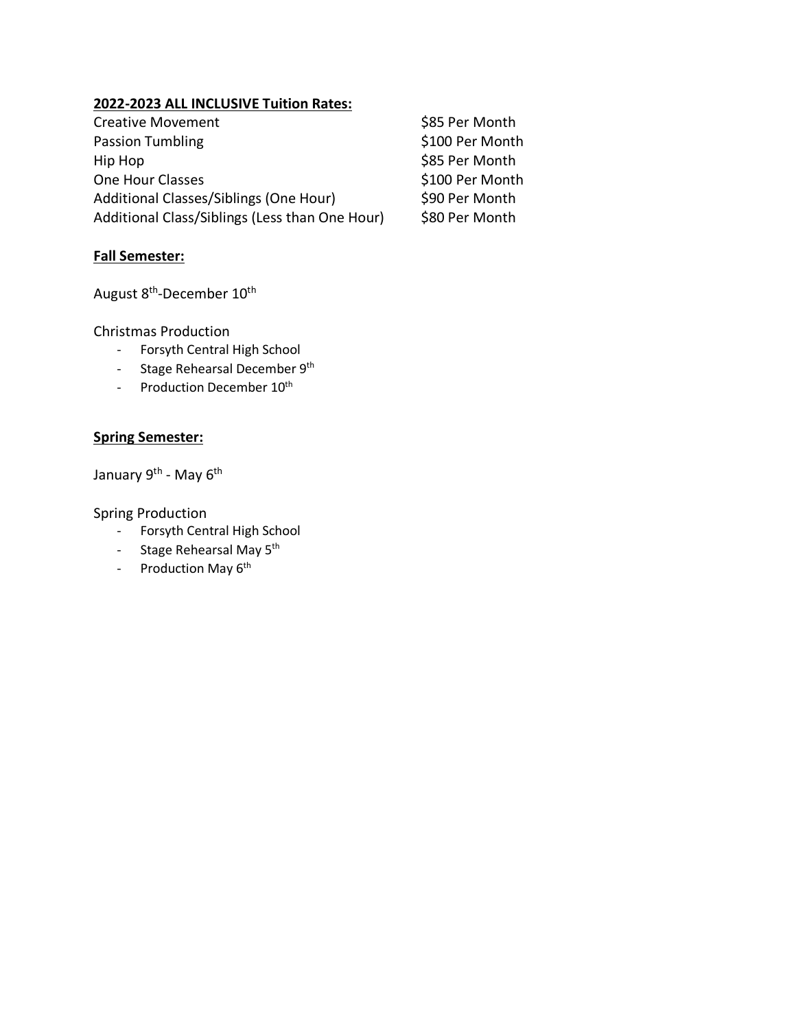**2022-2023 ALL INCLUSIVE Tuition Rates:**

| | |
|---|---|
| Creative Movement | $85 Per Month |
| Passion Tumbling | $100 Per Month |
| Hip Hop | $85 Per Month |
| One Hour Classes | $100 Per Month |
| Additional Classes/Siblings (One Hour) | $90 Per Month |
| Additional Class/Siblings (Less than One Hour) | $80 Per Month |

**Fall Semester:**

August 8th-December 10th

Christmas Production

- Forsyth Central High School
- Stage Rehearsal December 9th
- Production December 10th

**Spring Semester:**

January 9th - May 6th

Spring Production

- Forsyth Central High School
- Stage Rehearsal May 5th
- Production May 6th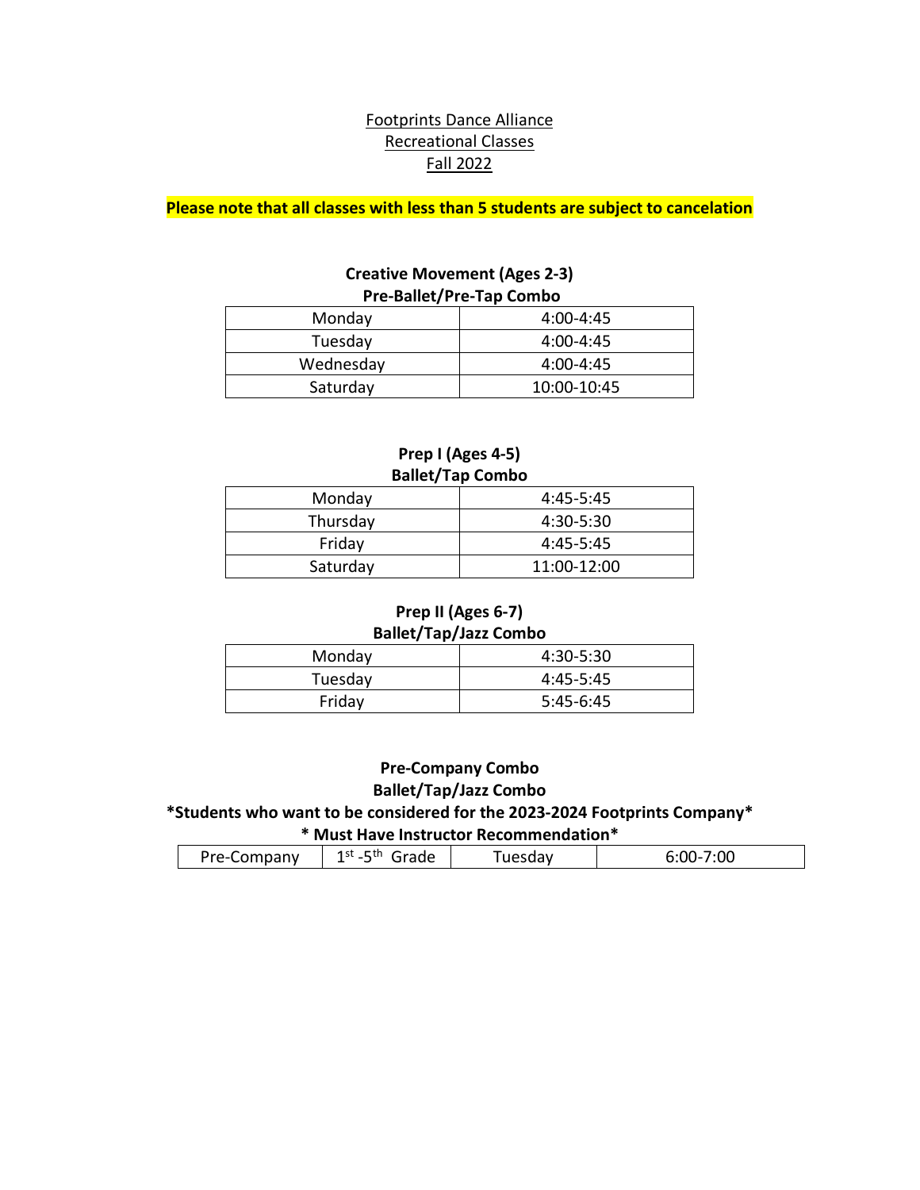Footprints Dance Alliance
Recreational Classes
Fall 2022

**Please note that all classes with less than 5 students are subject to cancelation**

**Creative Movement (Ages 2-3)**
**Pre-Ballet/Pre-Tap Combo**

| | |
|---|---|
| Monday | 4:00-4:45 |
| Tuesday | 4:00-4:45 |
| Wednesday | 4:00-4:45 |
| Saturday | 10:00-10:45 |

**Prep I (Ages 4-5)**
**Ballet/Tap Combo**

| | |
|---|---|
| Monday | 4:45-5:45 |
| Thursday | 4:30-5:30 |
| Friday | 4:45-5:45 |
| Saturday | 11:00-12:00 |

**Prep II (Ages 6-7)**
**Ballet/Tap/Jazz Combo**

| | |
|---|---|
| Monday | 4:30-5:30 |
| Tuesday | 4:45-5:45 |
| Friday | 5:45-6:45 |

**Pre-Company Combo**
**Ballet/Tap/Jazz Combo**
**\*Students who want to be considered for the 2023-2024 Footprints Company\***
**\* Must Have Instructor Recommendation\***

| | | | |
|---|---|---|---|
| Pre-Company | 1st -5th Grade | Tuesday | 6:00-7:00 |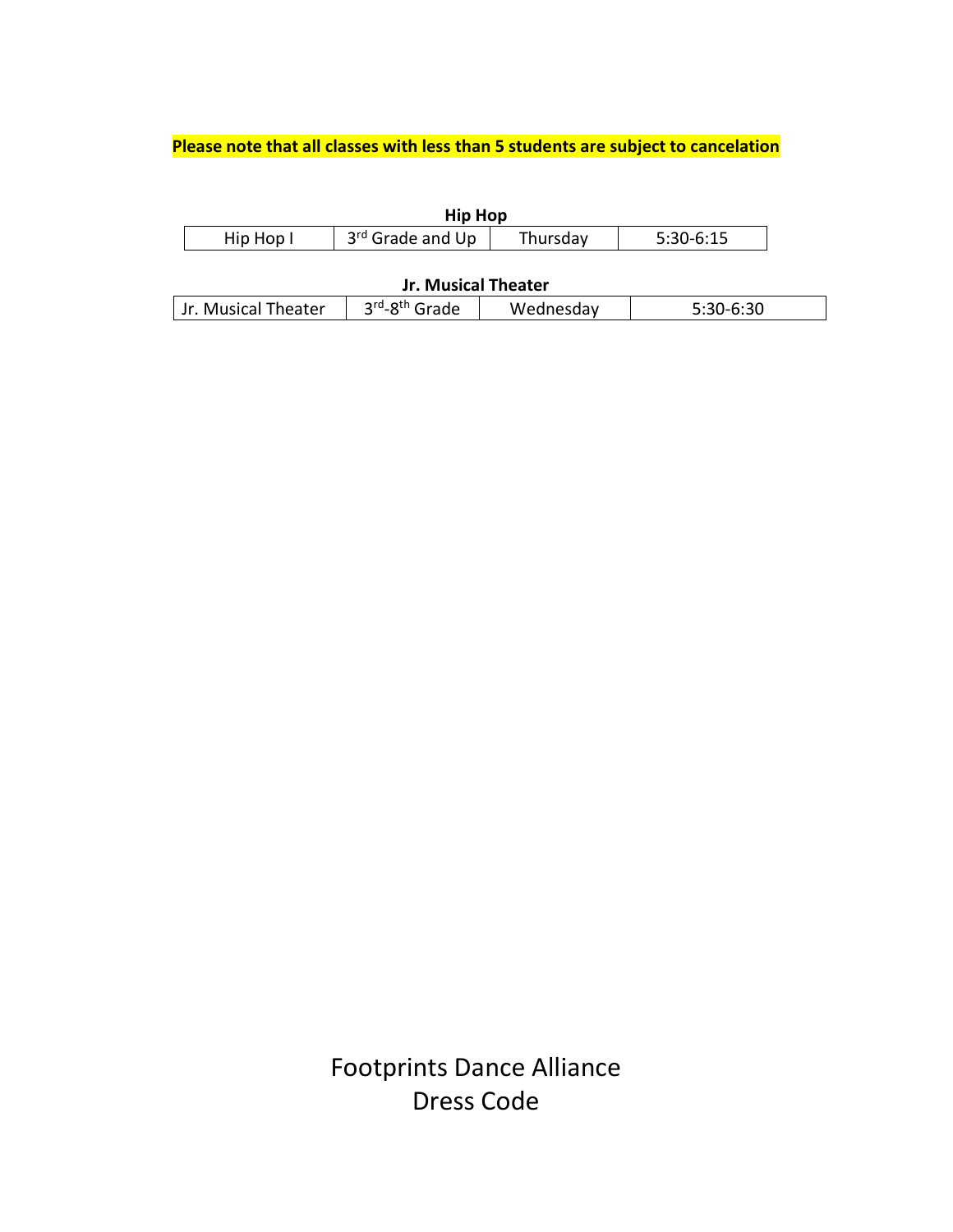**Please note that all classes with less than 5 students are subject to cancelation**

**Hip Hop**

| | | | |
|---|---|---|---|
| Hip Hop I | 3rd Grade and Up | Thursday | 5:30-6:15 |

**Jr. Musical Theater**

| | | | |
|---|---|---|---|
| Jr. Musical Theater | 3rd-8th Grade | Wednesday | 5:30-6:30 |

# Footprints Dance Alliance
# Dress Code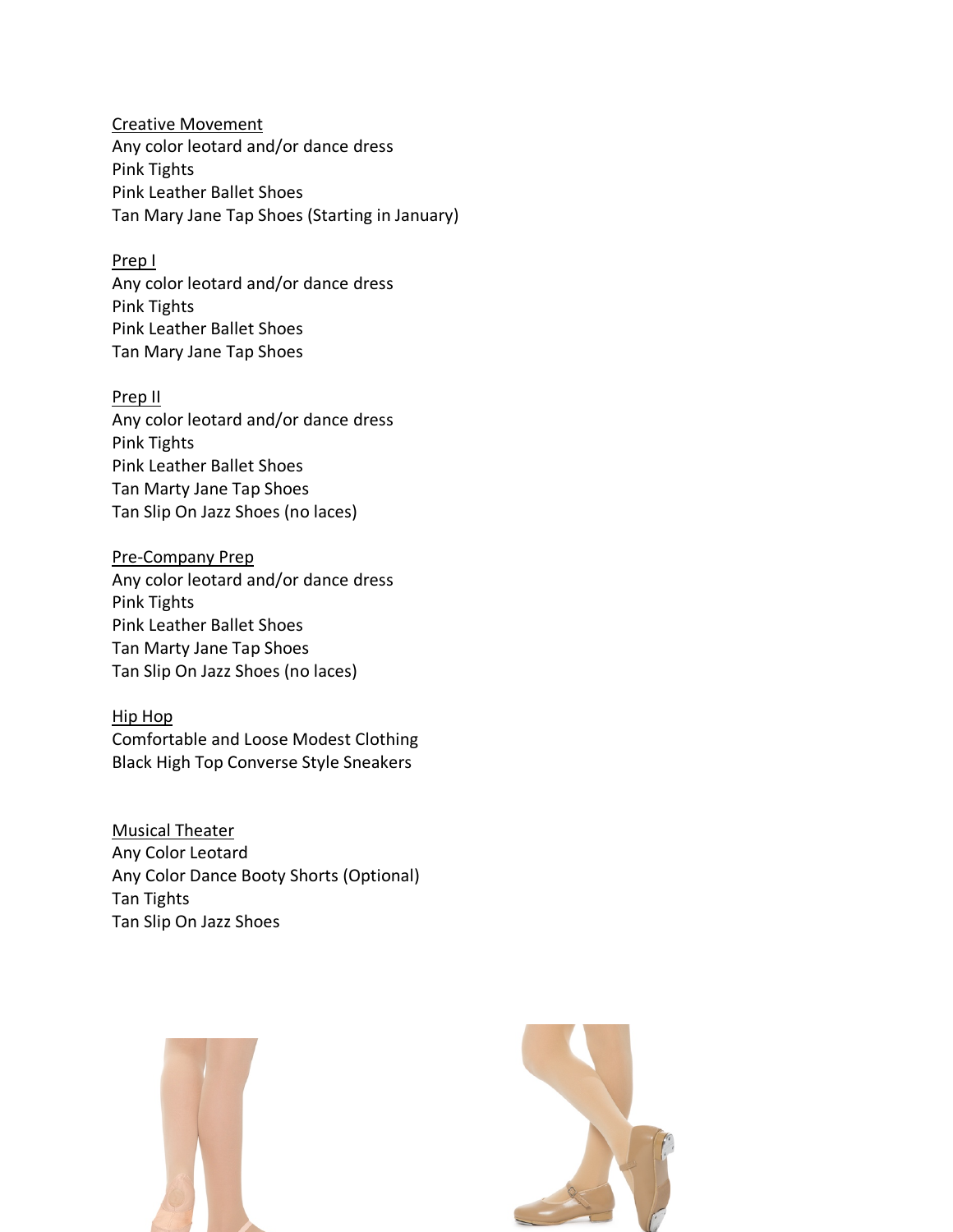Creative Movement

Any color leotard and/or dance dress
Pink Tights
Pink Leather Ballet Shoes
Tan Mary Jane Tap Shoes (Starting in January)

Prep I

Any color leotard and/or dance dress
Pink Tights
Pink Leather Ballet Shoes
Tan Mary Jane Tap Shoes

Prep II

Any color leotard and/or dance dress
Pink Tights
Pink Leather Ballet Shoes
Tan Marty Jane Tap Shoes
Tan Slip On Jazz Shoes (no laces)

Pre-Company Prep

Any color leotard and/or dance dress
Pink Tights
Pink Leather Ballet Shoes
Tan Marty Jane Tap Shoes
Tan Slip On Jazz Shoes (no laces)

Hip Hop

Comfortable and Loose Modest Clothing
Black High Top Converse Style Sneakers

Musical Theater

Any Color Leotard
Any Color Dance Booty Shorts (Optional)
Tan Tights
Tan Slip On Jazz Shoes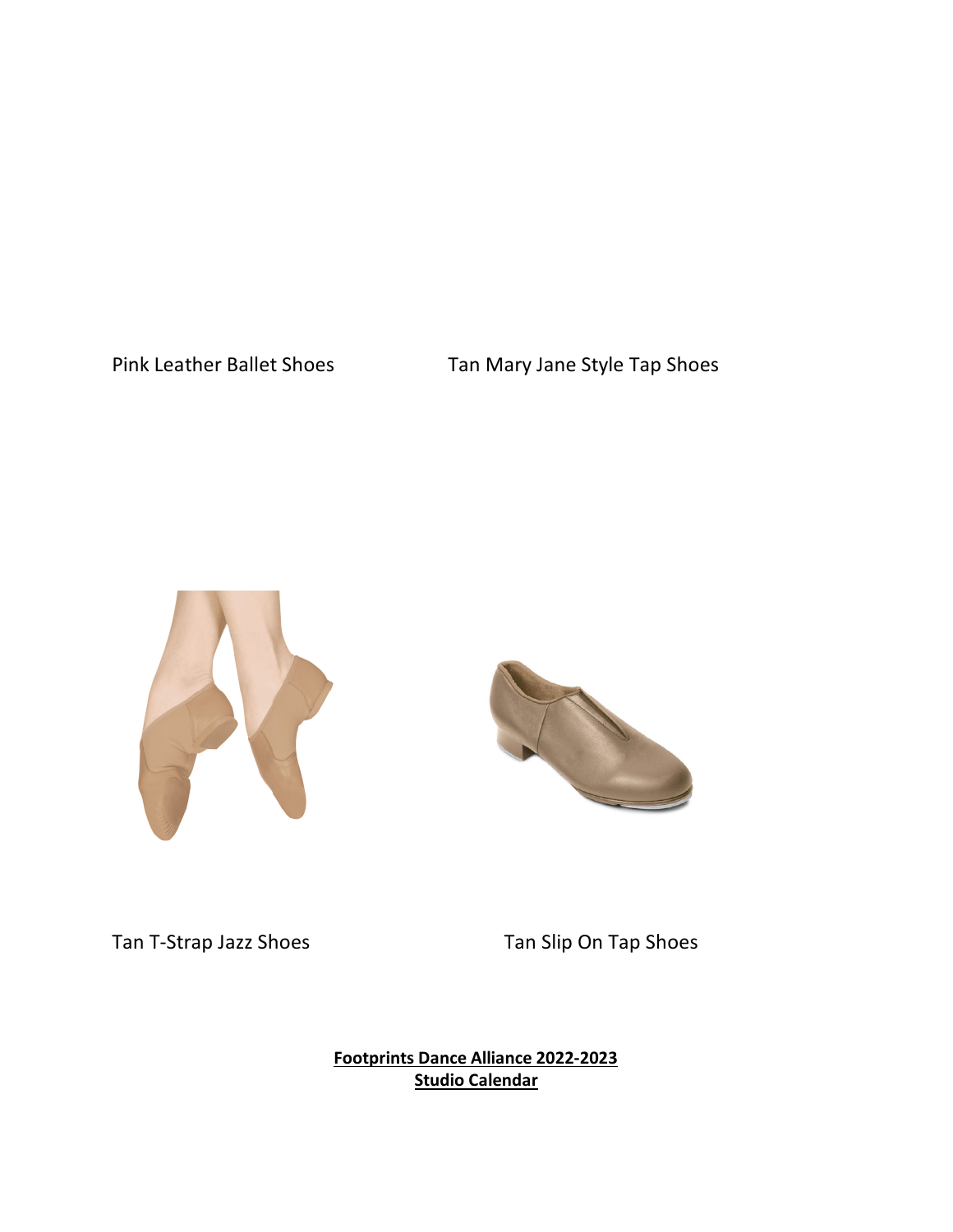Pink Leather Ballet Shoes

Tan Mary Jane Style Tap Shoes

Tan T-Strap Jazz Shoes

Tan Slip On Tap Shoes

**Footprints Dance Alliance 2022-2023**
**Studio Calendar**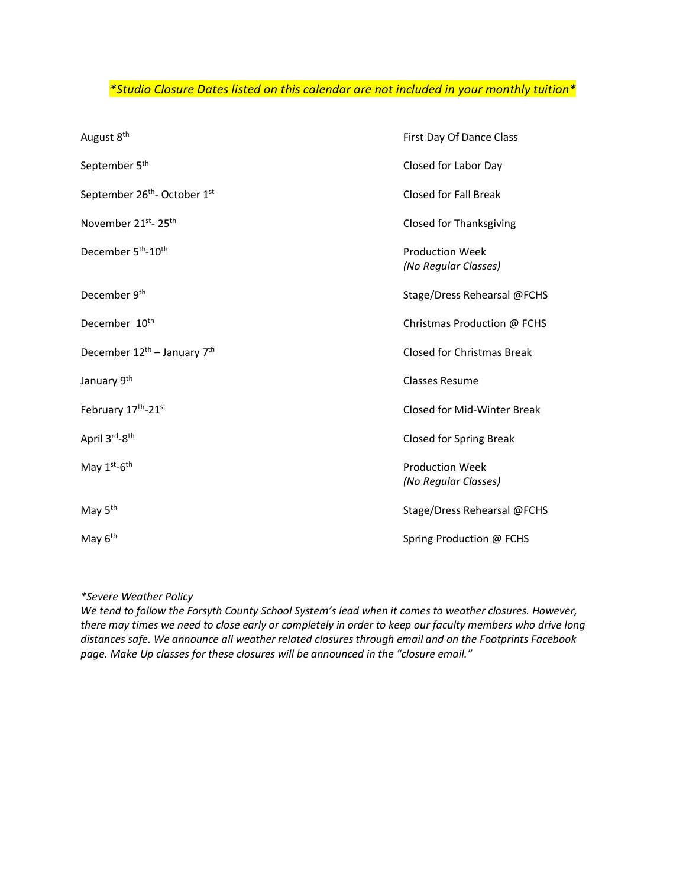*\*Studio Closure Dates listed on this calendar are not included in your monthly tuition\**

| | |
|---|---|
| August 8th | First Day Of Dance Class |
| September 5th | Closed for Labor Day |
| September 26th- October 1st | Closed for Fall Break |
| November 21st- 25th | Closed for Thanksgiving |
| December 5th-10th | Production Week *(No Regular Classes)* |
| December 9th | Stage/Dress Rehearsal @FCHS |
| December 10th | Christmas Production @ FCHS |
| December 12th – January 7th | Closed for Christmas Break |
| January 9th | Classes Resume |
| February 17th-21st | Closed for Mid-Winter Break |
| April 3rd-8th | Closed for Spring Break |
| May 1st-6th | Production Week *(No Regular Classes)* |
| May 5th | Stage/Dress Rehearsal @FCHS |
| May 6th | Spring Production @ FCHS |

*\*Severe Weather Policy*
*We tend to follow the Forsyth County School System's lead when it comes to weather closures. However, there may times we need to close early or completely in order to keep our faculty members who drive long distances safe. We announce all weather related closures through email and on the Footprints Facebook page. Make Up classes for these closures will be announced in the "closure email."*